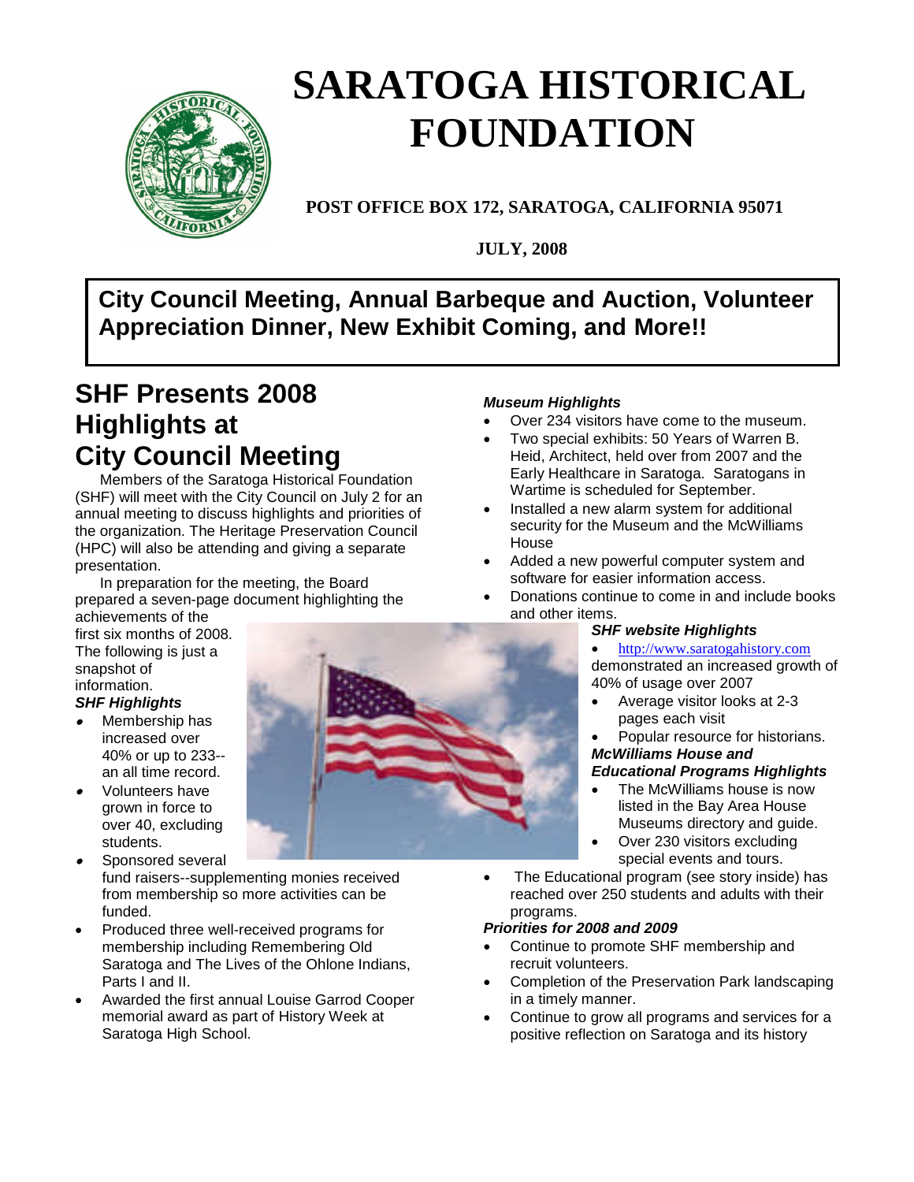# SARATOGA HISTORICAL FOUNDATION

**POST OFFICE BOX 172, SARATOGA, CALIFORNIA 95071**

**JULY, 2008**

**City Council Meeting, Annual Barbeque and Auction, Volunteer Appreciation Dinner, New Exhibit Coming, and More!!**

## SHF Presents 2008 Highlights at City Council Meeting

Members of the Saratoga Historical Foundation (SHF) will meet with the City Council on July 2 for an annual meeting to discuss highlights and priorities of the organization. The Heritage Preservation Council (HPC) will also be attending and giving a separate presentation.

In preparation for the meeting, the Board prepared a seven-page document highlighting the achievements of the first six months of 2008. The following is just a snapshot of information.

***SHF Highlights***

- Membership has increased over 40% or up to 233--an all time record.
- Volunteers have grown in force to over 40, excluding students.
- Sponsored several fund raisers--supplementing monies received from membership so more activities can be funded.
- Produced three well-received programs for membership including Remembering Old Saratoga and The Lives of the Ohlone Indians, Parts I and II.
- Awarded the first annual Louise Garrod Cooper memorial award as part of History Week at Saratoga High School.

***Museum Highlights***

- Over 234 visitors have come to the museum.
- Two special exhibits: 50 Years of Warren B. Heid, Architect, held over from 2007 and the Early Healthcare in Saratoga. Saratogans in Wartime is scheduled for September.
- Installed a new alarm system for additional security for the Museum and the McWilliams House
- Added a new powerful computer system and software for easier information access.
- Donations continue to come in and include books and other items.

***SHF website Highlights***

- http://www.saratogahistory.com demonstrated an increased growth of 40% of usage over 2007
- Average visitor looks at 2-3 pages each visit
- Popular resource for historians.

***McWilliams House and Educational Programs Highlights***

- The McWilliams house is now listed in the Bay Area House Museums directory and guide.
- Over 230 visitors excluding special events and tours.
- The Educational program (see story inside) has reached over 250 students and adults with their programs.

***Priorities for 2008 and 2009***

- Continue to promote SHF membership and recruit volunteers.
- Completion of the Preservation Park landscaping in a timely manner.
- Continue to grow all programs and services for a positive reflection on Saratoga and its history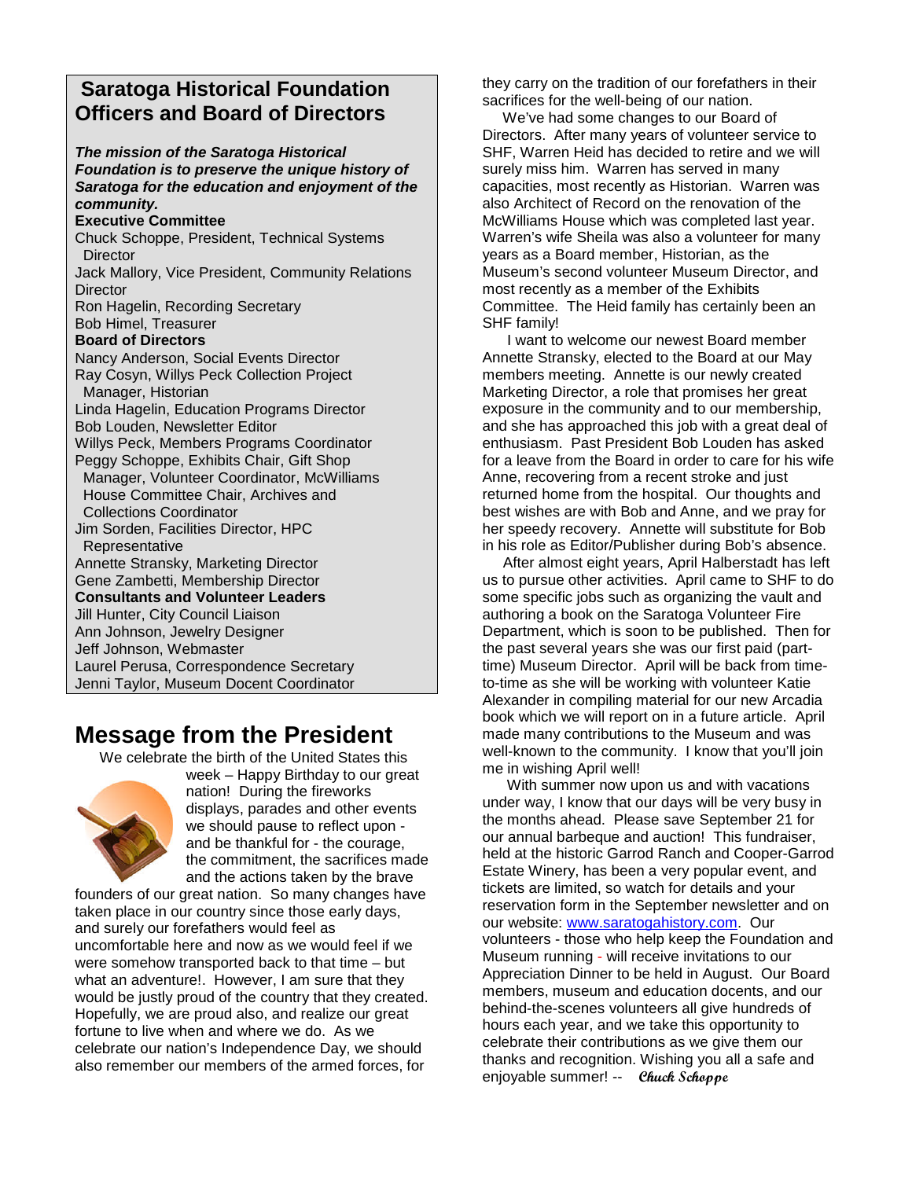## Saratoga Historical Foundation Officers and Board of Directors

***The mission of the Saratoga Historical Foundation is to preserve the unique history of Saratoga for the education and enjoyment of the community.***

**Executive Committee**

Chuck Schoppe, President, Technical Systems Director
Jack Mallory, Vice President, Community Relations Director
Ron Hagelin, Recording Secretary
Bob Himel, Treasurer

**Board of Directors**

Nancy Anderson, Social Events Director
Ray Cosyn, Willys Peck Collection Project Manager, Historian
Linda Hagelin, Education Programs Director
Bob Louden, Newsletter Editor
Willys Peck, Members Programs Coordinator
Peggy Schoppe, Exhibits Chair, Gift Shop Manager, Volunteer Coordinator, McWilliams House Committee Chair, Archives and Collections Coordinator
Jim Sorden, Facilities Director, HPC Representative
Annette Stransky, Marketing Director
Gene Zambetti, Membership Director

**Consultants and Volunteer Leaders**

Jill Hunter, City Council Liaison
Ann Johnson, Jewelry Designer
Jeff Johnson, Webmaster
Laurel Perusa, Correspondence Secretary
Jenni Taylor, Museum Docent Coordinator

## Message from the President

We celebrate the birth of the United States this week – Happy Birthday to our great nation! During the fireworks displays, parades and other events we should pause to reflect upon - and be thankful for - the courage, the commitment, the sacrifices made and the actions taken by the brave founders of our great nation. So many changes have taken place in our country since those early days, and surely our forefathers would feel as uncomfortable here and now as we would feel if we were somehow transported back to that time – but what an adventure!. However, I am sure that they would be justly proud of the country that they created. Hopefully, we are proud also, and realize our great fortune to live when and where we do. As we celebrate our nation's Independence Day, we should also remember our members of the armed forces, for they carry on the tradition of our forefathers in their sacrifices for the well-being of our nation.

We've had some changes to our Board of Directors. After many years of volunteer service to SHF, Warren Heid has decided to retire and we will surely miss him. Warren has served in many capacities, most recently as Historian. Warren was also Architect of Record on the renovation of the McWilliams House which was completed last year. Warren's wife Sheila was also a volunteer for many years as a Board member, Historian, as the Museum's second volunteer Museum Director, and most recently as a member of the Exhibits Committee. The Heid family has certainly been an SHF family!

I want to welcome our newest Board member Annette Stransky, elected to the Board at our May members meeting. Annette is our newly created Marketing Director, a role that promises her great exposure in the community and to our membership, and she has approached this job with a great deal of enthusiasm. Past President Bob Louden has asked for a leave from the Board in order to care for his wife Anne, recovering from a recent stroke and just returned home from the hospital. Our thoughts and best wishes are with Bob and Anne, and we pray for her speedy recovery. Annette will substitute for Bob in his role as Editor/Publisher during Bob's absence.

After almost eight years, April Halberstadt has left us to pursue other activities. April came to SHF to do some specific jobs such as organizing the vault and authoring a book on the Saratoga Volunteer Fire Department, which is soon to be published. Then for the past several years she was our first paid (part-time) Museum Director. April will be back from time-to-time as she will be working with volunteer Katie Alexander in compiling material for our new Arcadia book which we will report on in a future article. April made many contributions to the Museum and was well-known to the community. I know that you'll join me in wishing April well!

With summer now upon us and with vacations under way, I know that our days will be very busy in the months ahead. Please save September 21 for our annual barbeque and auction! This fundraiser, held at the historic Garrod Ranch and Cooper-Garrod Estate Winery, has been a very popular event, and tickets are limited, so watch for details and your reservation form in the September newsletter and on our website: www.saratogahistory.com. Our volunteers - those who help keep the Foundation and Museum running - will receive invitations to our Appreciation Dinner to be held in August. Our Board members, museum and education docents, and our behind-the-scenes volunteers all give hundreds of hours each year, and we take this opportunity to celebrate their contributions as we give them our thanks and recognition. Wishing you all a safe and enjoyable summer! -- *Chuck Schoppe*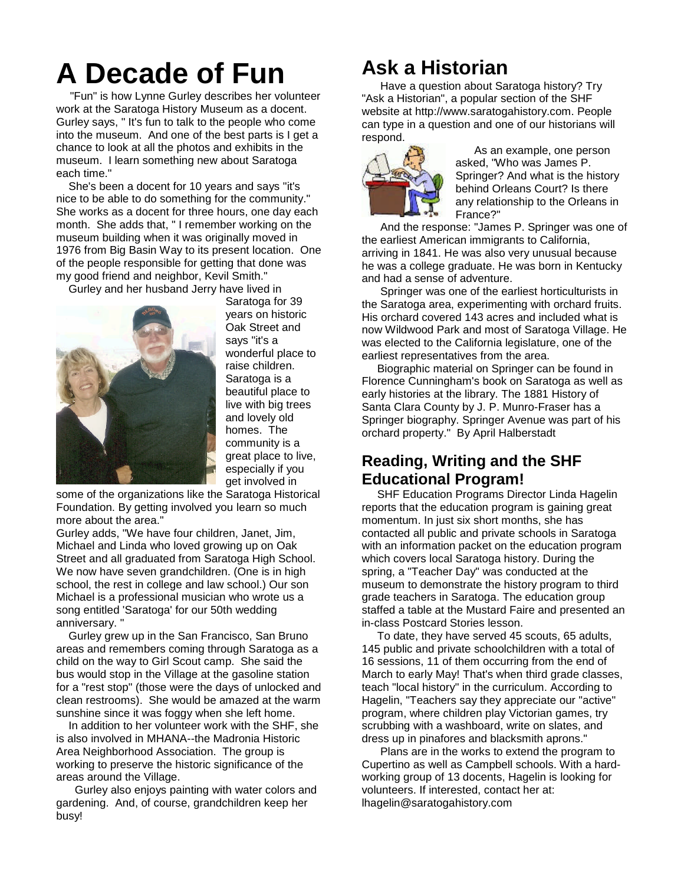# A Decade of Fun

"Fun" is how Lynne Gurley describes her volunteer work at the Saratoga History Museum as a docent. Gurley says, " It's fun to talk to the people who come into the museum. And one of the best parts is I get a chance to look at all the photos and exhibits in the museum. I learn something new about Saratoga each time."

She's been a docent for 10 years and says "it's nice to be able to do something for the community." She works as a docent for three hours, one day each month. She adds that, " I remember working on the museum building when it was originally moved in 1976 from Big Basin Way to its present location. One of the people responsible for getting that done was my good friend and neighbor, Kevil Smith."

Gurley and her husband Jerry have lived in Saratoga for 39 years on historic Oak Street and says "it's a wonderful place to raise children. Saratoga is a beautiful place to live with big trees and lovely old homes. The community is a great place to live, especially if you get involved in some of the organizations like the Saratoga Historical Foundation. By getting involved you learn so much more about the area."

Gurley adds, "We have four children, Janet, Jim, Michael and Linda who loved growing up on Oak Street and all graduated from Saratoga High School. We now have seven grandchildren. (One is in high school, the rest in college and law school.) Our son Michael is a professional musician who wrote us a song entitled 'Saratoga' for our 50th wedding anniversary. "

Gurley grew up in the San Francisco, San Bruno areas and remembers coming through Saratoga as a child on the way to Girl Scout camp. She said the bus would stop in the Village at the gasoline station for a "rest stop" (those were the days of unlocked and clean restrooms). She would be amazed at the warm sunshine since it was foggy when she left home.

In addition to her volunteer work with the SHF, she is also involved in MHANA--the Madronia Historic Area Neighborhood Association. The group is working to preserve the historic significance of the areas around the Village.

Gurley also enjoys painting with water colors and gardening. And, of course, grandchildren keep her busy!

# Ask a Historian

Have a question about Saratoga history? Try "Ask a Historian", a popular section of the SHF website at http://www.saratogahistory.com. People can type in a question and one of our historians will respond.

As an example, one person asked, "Who was James P. Springer? And what is the history behind Orleans Court? Is there any relationship to the Orleans in France?"

And the response: "James P. Springer was one of the earliest American immigrants to California, arriving in 1841. He was also very unusual because he was a college graduate. He was born in Kentucky and had a sense of adventure.

Springer was one of the earliest horticulturists in the Saratoga area, experimenting with orchard fruits. His orchard covered 143 acres and included what is now Wildwood Park and most of Saratoga Village. He was elected to the California legislature, one of the earliest representatives from the area.

Biographic material on Springer can be found in Florence Cunningham's book on Saratoga as well as early histories at the library. The 1881 History of Santa Clara County by J. P. Munro-Fraser has a Springer biography. Springer Avenue was part of his orchard property." By April Halberstadt

## Reading, Writing and the SHF Educational Program!

SHF Education Programs Director Linda Hagelin reports that the education program is gaining great momentum. In just six short months, she has contacted all public and private schools in Saratoga with an information packet on the education program which covers local Saratoga history. During the spring, a "Teacher Day" was conducted at the museum to demonstrate the history program to third grade teachers in Saratoga. The education group staffed a table at the Mustard Faire and presented an in-class Postcard Stories lesson.

To date, they have served 45 scouts, 65 adults, 145 public and private schoolchildren with a total of 16 sessions, 11 of them occurring from the end of March to early May! That's when third grade classes, teach "local history" in the curriculum. According to Hagelin, "Teachers say they appreciate our "active" program, where children play Victorian games, try scrubbing with a washboard, write on slates, and dress up in pinafores and blacksmith aprons."

Plans are in the works to extend the program to Cupertino as well as Campbell schools. With a hard-working group of 13 docents, Hagelin is looking for volunteers. If interested, contact her at: lhagelin@saratogahistory.com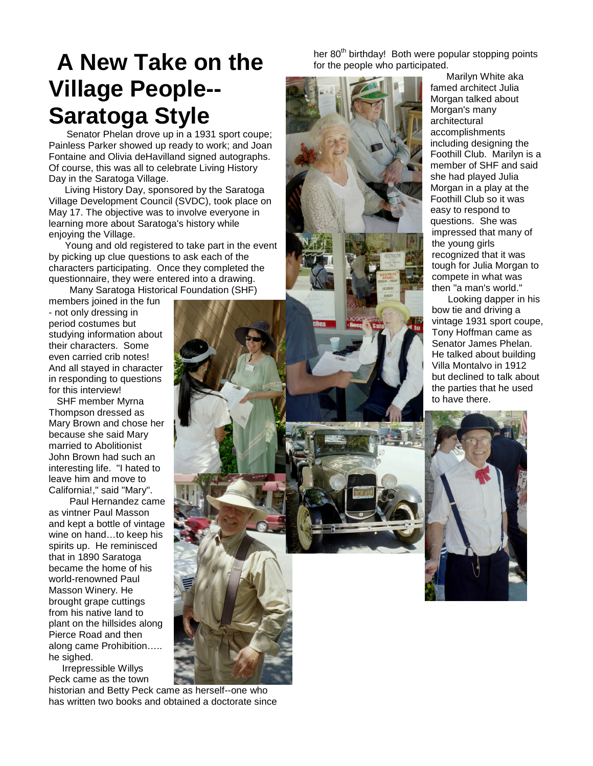# A New Take on the Village People--Saratoga Style

Senator Phelan drove up in a 1931 sport coupe; Painless Parker showed up ready to work; and Joan Fontaine and Olivia deHavilland signed autographs. Of course, this was all to celebrate Living History Day in the Saratoga Village.

Living History Day, sponsored by the Saratoga Village Development Council (SVDC), took place on May 17. The objective was to involve everyone in learning more about Saratoga's history while enjoying the Village.

Young and old registered to take part in the event by picking up clue questions to ask each of the characters participating. Once they completed the questionnaire, they were entered into a drawing.

Many Saratoga Historical Foundation (SHF) members joined in the fun - not only dressing in period costumes but studying information about their characters. Some even carried crib notes! And all stayed in character in responding to questions for this interview!

SHF member Myrna Thompson dressed as Mary Brown and chose her because she said Mary married to Abolitionist John Brown had such an interesting life. "I hated to leave him and move to California!," said "Mary".

Paul Hernandez came as vintner Paul Masson and kept a bottle of vintage wine on hand…to keep his spirits up. He reminisced that in 1890 Saratoga became the home of his world-renowned Paul Masson Winery. He brought grape cuttings from his native land to plant on the hillsides along Pierce Road and then along came Prohibition….. he sighed.

Irrepressible Willys Peck came as the town historian and Betty Peck came as herself--one who has written two books and obtained a doctorate since her 80th birthday! Both were popular stopping points for the people who participated.

Marilyn White aka famed architect Julia Morgan talked about Morgan's many architectural accomplishments including designing the Foothill Club. Marilyn is a member of SHF and said she had played Julia Morgan in a play at the Foothill Club so it was easy to respond to questions. She was impressed that many of the young girls recognized that it was tough for Julia Morgan to compete in what was then "a man's world."

Looking dapper in his bow tie and driving a vintage 1931 sport coupe, Tony Hoffman came as Senator James Phelan. He talked about building Villa Montalvo in 1912 but declined to talk about the parties that he used to have there.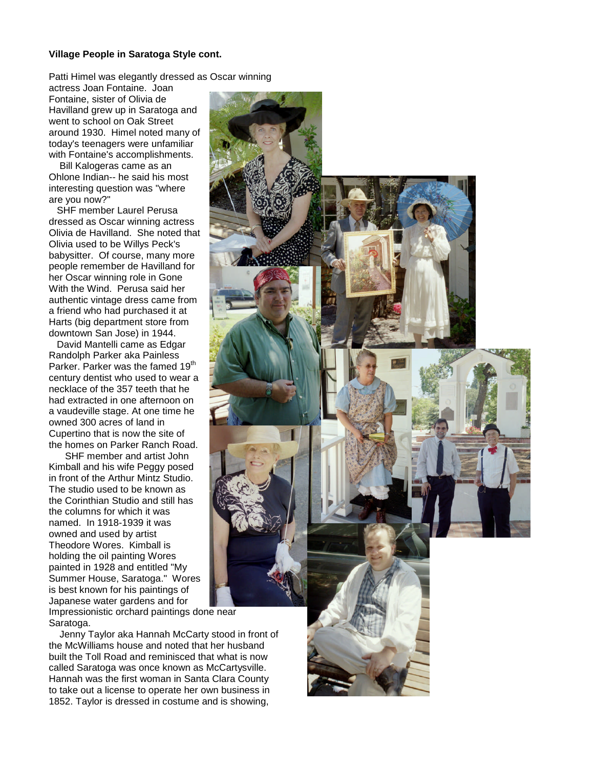**Village People in Saratoga Style cont.**

Patti Himel was elegantly dressed as Oscar winning actress Joan Fontaine. Joan Fontaine, sister of Olivia de Havilland grew up in Saratoga and went to school on Oak Street around 1930. Himel noted many of today's teenagers were unfamiliar with Fontaine's accomplishments.

Bill Kalogeras came as an Ohlone Indian-- he said his most interesting question was "where are you now?"

SHF member Laurel Perusa dressed as Oscar winning actress Olivia de Havilland. She noted that Olivia used to be Willys Peck's babysitter. Of course, many more people remember de Havilland for her Oscar winning role in Gone With the Wind. Perusa said her authentic vintage dress came from a friend who had purchased it at Harts (big department store from downtown San Jose) in 1944.

David Mantelli came as Edgar Randolph Parker aka Painless Parker. Parker was the famed 19th century dentist who used to wear a necklace of the 357 teeth that he had extracted in one afternoon on a vaudeville stage. At one time he owned 300 acres of land in Cupertino that is now the site of the homes on Parker Ranch Road.

SHF member and artist John Kimball and his wife Peggy posed in front of the Arthur Mintz Studio. The studio used to be known as the Corinthian Studio and still has the columns for which it was named. In 1918-1939 it was owned and used by artist Theodore Wores. Kimball is holding the oil painting Wores painted in 1928 and entitled "My Summer House, Saratoga." Wores is best known for his paintings of Japanese water gardens and for Impressionistic orchard paintings done near Saratoga.

Jenny Taylor aka Hannah McCarty stood in front of the McWilliams house and noted that her husband built the Toll Road and reminisced that what is now called Saratoga was once known as McCartysville. Hannah was the first woman in Santa Clara County to take out a license to operate her own business in 1852. Taylor is dressed in costume and is showing,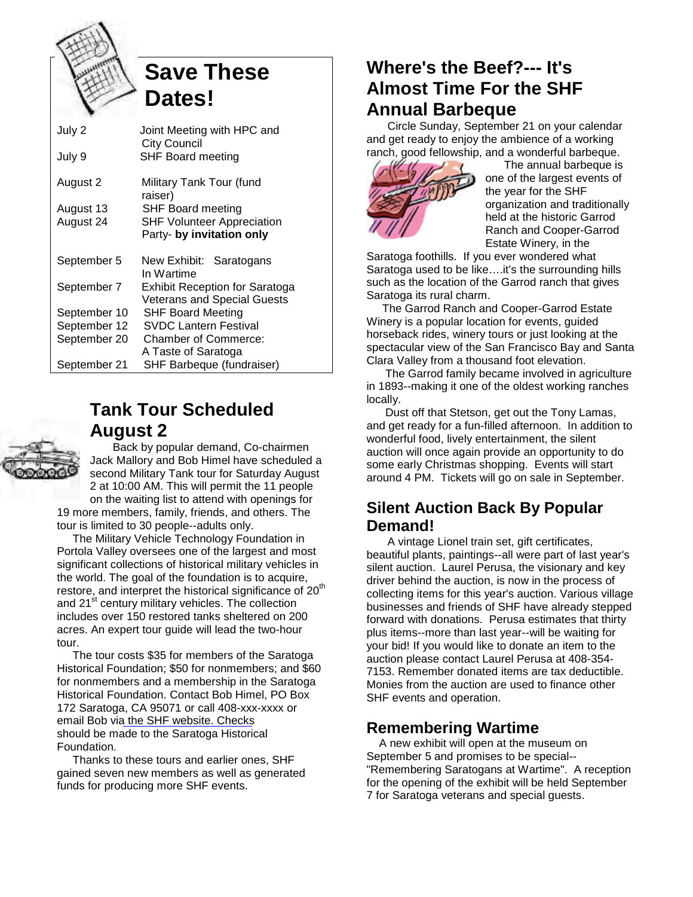## Save These Dates!

| | |
|---|---|
| July 2 | Joint Meeting with HPC and City Council |
| July 9 | SHF Board meeting |
| August 2 | Military Tank Tour (fund raiser) |
| August 13 | SHF Board meeting |
| August 24 | SHF Volunteer Appreciation Party- **by invitation only** |
| September 5 | New Exhibit: Saratogans In Wartime |
| September 7 | Exhibit Reception for Saratoga Veterans and Special Guests |
| September 10 | SHF Board Meeting |
| September 12 | SVDC Lantern Festival |
| September 20 | Chamber of Commerce: A Taste of Saratoga |
| September 21 | SHF Barbeque (fundraiser) |

## Tank Tour Scheduled August 2

Back by popular demand, Co-chairmen Jack Mallory and Bob Himel have scheduled a second Military Tank tour for Saturday August 2 at 10:00 AM. This will permit the 11 people on the waiting list to attend with openings for 19 more members, family, friends, and others. The tour is limited to 30 people--adults only.

The Military Vehicle Technology Foundation in Portola Valley oversees one of the largest and most significant collections of historical military vehicles in the world. The goal of the foundation is to acquire, restore, and interpret the historical significance of 20th and 21st century military vehicles. The collection includes over 150 restored tanks sheltered on 200 acres. An expert tour guide will lead the two-hour tour.

The tour costs $35 for members of the Saratoga Historical Foundation; $50 for nonmembers; and $60 for nonmembers and a membership in the Saratoga Historical Foundation. Contact Bob Himel, PO Box 172 Saratoga, CA 95071 or call 408-xxx-xxxx or email Bob via the SHF website. Checks should be made to the Saratoga Historical Foundation.

Thanks to these tours and earlier ones, SHF gained seven new members as well as generated funds for producing more SHF events.

## Where's the Beef?--- It's Almost Time For the SHF Annual Barbeque

Circle Sunday, September 21 on your calendar and get ready to enjoy the ambience of a working ranch, good fellowship, and a wonderful barbeque.

The annual barbeque is one of the largest events of the year for the SHF organization and traditionally held at the historic Garrod Ranch and Cooper-Garrod Estate Winery, in the Saratoga foothills. If you ever wondered what Saratoga used to be like….it's the surrounding hills such as the location of the Garrod ranch that gives Saratoga its rural charm.

The Garrod Ranch and Cooper-Garrod Estate Winery is a popular location for events, guided horseback rides, winery tours or just looking at the spectacular view of the San Francisco Bay and Santa Clara Valley from a thousand foot elevation.

The Garrod family became involved in agriculture in 1893--making it one of the oldest working ranches locally.

Dust off that Stetson, get out the Tony Lamas, and get ready for a fun-filled afternoon. In addition to wonderful food, lively entertainment, the silent auction will once again provide an opportunity to do some early Christmas shopping. Events will start around 4 PM. Tickets will go on sale in September.

## Silent Auction Back By Popular Demand!

A vintage Lionel train set, gift certificates, beautiful plants, paintings--all were part of last year's silent auction. Laurel Perusa, the visionary and key driver behind the auction, is now in the process of collecting items for this year's auction. Various village businesses and friends of SHF have already stepped forward with donations. Perusa estimates that thirty plus items--more than last year--will be waiting for your bid! If you would like to donate an item to the auction please contact Laurel Perusa at 408-354-7153. Remember donated items are tax deductible. Monies from the auction are used to finance other SHF events and operation.

## Remembering Wartime

A new exhibit will open at the museum on September 5 and promises to be special--"Remembering Saratogans at Wartime". A reception for the opening of the exhibit will be held September 7 for Saratoga veterans and special guests.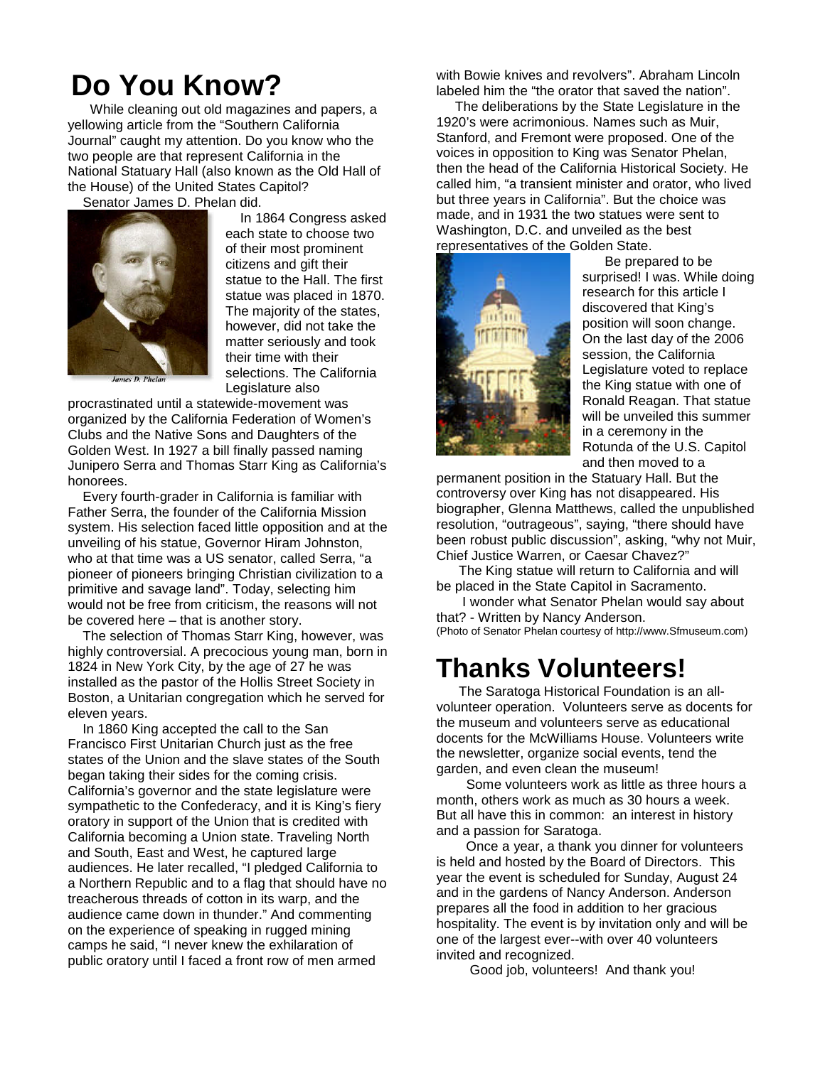# Do You Know?

While cleaning out old magazines and papers, a yellowing article from the "Southern California Journal" caught my attention. Do you know who the two people are that represent California in the National Statuary Hall (also known as the Old Hall of the House) of the United States Capitol?

Senator James D. Phelan did.

James D. Phelan

In 1864 Congress asked each state to choose two of their most prominent citizens and gift their statue to the Hall. The first statue was placed in 1870. The majority of the states, however, did not take the matter seriously and took their time with their selections. The California Legislature also procrastinated until a statewide-movement was organized by the California Federation of Women's Clubs and the Native Sons and Daughters of the Golden West. In 1927 a bill finally passed naming Junipero Serra and Thomas Starr King as California's honorees.

Every fourth-grader in California is familiar with Father Serra, the founder of the California Mission system. His selection faced little opposition and at the unveiling of his statue, Governor Hiram Johnston, who at that time was a US senator, called Serra, "a pioneer of pioneers bringing Christian civilization to a primitive and savage land". Today, selecting him would not be free from criticism, the reasons will not be covered here – that is another story.

The selection of Thomas Starr King, however, was highly controversial. A precocious young man, born in 1824 in New York City, by the age of 27 he was installed as the pastor of the Hollis Street Society in Boston, a Unitarian congregation which he served for eleven years.

In 1860 King accepted the call to the San Francisco First Unitarian Church just as the free states of the Union and the slave states of the South began taking their sides for the coming crisis. California's governor and the state legislature were sympathetic to the Confederacy, and it is King's fiery oratory in support of the Union that is credited with California becoming a Union state. Traveling North and South, East and West, he captured large audiences. He later recalled, "I pledged California to a Northern Republic and to a flag that should have no treacherous threads of cotton in its warp, and the audience came down in thunder." And commenting on the experience of speaking in rugged mining camps he said, "I never knew the exhilaration of public oratory until I faced a front row of men armed with Bowie knives and revolvers". Abraham Lincoln labeled him the "the orator that saved the nation".

The deliberations by the State Legislature in the 1920's were acrimonious. Names such as Muir, Stanford, and Fremont were proposed. One of the voices in opposition to King was Senator Phelan, then the head of the California Historical Society. He called him, "a transient minister and orator, who lived but three years in California". But the choice was made, and in 1931 the two statues were sent to Washington, D.C. and unveiled as the best representatives of the Golden State.

Be prepared to be surprised! I was. While doing research for this article I discovered that King's position will soon change. On the last day of the 2006 session, the California Legislature voted to replace the King statue with one of Ronald Reagan. That statue will be unveiled this summer in a ceremony in the Rotunda of the U.S. Capitol and then moved to a permanent position in the Statuary Hall. But the controversy over King has not disappeared. His biographer, Glenna Matthews, called the unpublished resolution, "outrageous", saying, "there should have been robust public discussion", asking, "why not Muir, Chief Justice Warren, or Caesar Chavez?"

The King statue will return to California and will be placed in the State Capitol in Sacramento.

I wonder what Senator Phelan would say about that? - Written by Nancy Anderson.

(Photo of Senator Phelan courtesy of http://www.Sfmuseum.com)

# Thanks Volunteers!

The Saratoga Historical Foundation is an all-volunteer operation. Volunteers serve as docents for the museum and volunteers serve as educational docents for the McWilliams House. Volunteers write the newsletter, organize social events, tend the garden, and even clean the museum!

Some volunteers work as little as three hours a month, others work as much as 30 hours a week. But all have this in common: an interest in history and a passion for Saratoga.

Once a year, a thank you dinner for volunteers is held and hosted by the Board of Directors. This year the event is scheduled for Sunday, August 24 and in the gardens of Nancy Anderson. Anderson prepares all the food in addition to her gracious hospitality. The event is by invitation only and will be one of the largest ever--with over 40 volunteers invited and recognized.

Good job, volunteers! And thank you!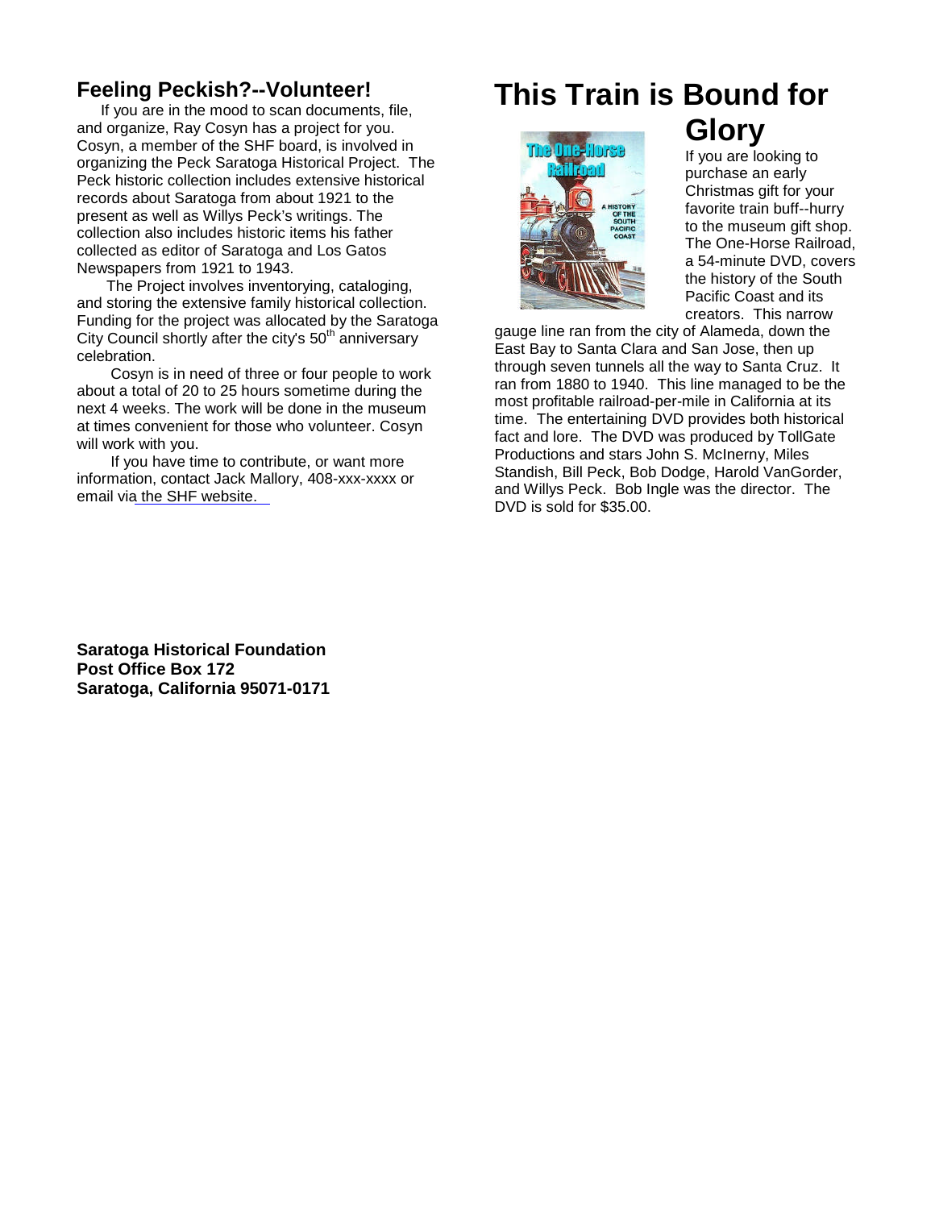## Feeling Peckish?--Volunteer!

If you are in the mood to scan documents, file, and organize, Ray Cosyn has a project for you. Cosyn, a member of the SHF board, is involved in organizing the Peck Saratoga Historical Project. The Peck historic collection includes extensive historical records about Saratoga from about 1921 to the present as well as Willys Peck's writings. The collection also includes historic items his father collected as editor of Saratoga and Los Gatos Newspapers from 1921 to 1943.

The Project involves inventorying, cataloging, and storing the extensive family historical collection. Funding for the project was allocated by the Saratoga City Council shortly after the city's 50th anniversary celebration.

Cosyn is in need of three or four people to work about a total of 20 to 25 hours sometime during the next 4 weeks. The work will be done in the museum at times convenient for those who volunteer. Cosyn will work with you.

If you have time to contribute, or want more information, contact Jack Mallory, 408-xxx-xxxx or email via the SHF website.

# This Train is Bound for Glory

If you are looking to purchase an early Christmas gift for your favorite train buff--hurry to the museum gift shop. The One-Horse Railroad, a 54-minute DVD, covers the history of the South Pacific Coast and its creators. This narrow gauge line ran from the city of Alameda, down the East Bay to Santa Clara and San Jose, then up through seven tunnels all the way to Santa Cruz. It ran from 1880 to 1940. This line managed to be the most profitable railroad-per-mile in California at its time. The entertaining DVD provides both historical fact and lore. The DVD was produced by TollGate Productions and stars John S. McInerny, Miles Standish, Bill Peck, Bob Dodge, Harold VanGorder, and Willys Peck. Bob Ingle was the director. The DVD is sold for $35.00.

**Saratoga Historical Foundation**
**Post Office Box 172**
**Saratoga, California 95071-0171**